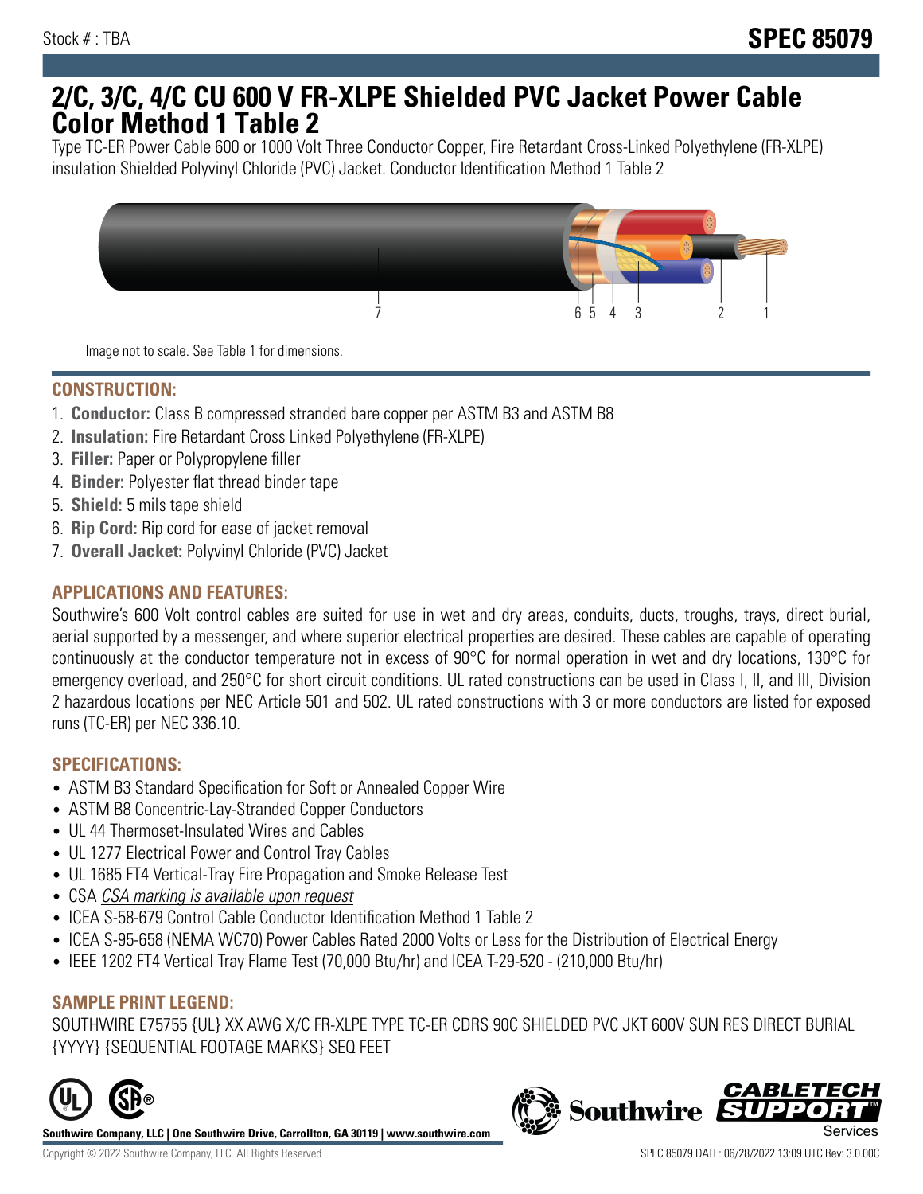Stock # : TBA

# SPEC 85079

## 2/C, 3/C, 4/C CU 600 V FR-XLPE Shielded PVC Jacket Power Cable Color Method 1 Table 2

Type TC-ER Power Cable 600 or 1000 Volt Three Conductor Copper, Fire Retardant Cross-Linked Polyethylene (FR-XLPE) insulation Shielded Polyvinyl Chloride (PVC) Jacket. Conductor Identification Method 1 Table 2

Image not to scale. See Table 1 for dimensions.

### CONSTRUCTION:

1. **Conductor:** Class B compressed stranded bare copper per ASTM B3 and ASTM B8
2. **Insulation:** Fire Retardant Cross Linked Polyethylene (FR-XLPE)
3. **Filler:** Paper or Polypropylene filler
4. **Binder:** Polyester flat thread binder tape
5. **Shield:** 5 mils tape shield
6. **Rip Cord:** Rip cord for ease of jacket removal
7. **Overall Jacket:** Polyvinyl Chloride (PVC) Jacket

### APPLICATIONS AND FEATURES:

Southwire's 600 Volt control cables are suited for use in wet and dry areas, conduits, ducts, troughs, trays, direct burial, aerial supported by a messenger, and where superior electrical properties are desired. These cables are capable of operating continuously at the conductor temperature not in excess of 90°C for normal operation in wet and dry locations, 130°C for emergency overload, and 250°C for short circuit conditions. UL rated constructions can be used in Class I, II, and III, Division 2 hazardous locations per NEC Article 501 and 502. UL rated constructions with 3 or more conductors are listed for exposed runs (TC-ER) per NEC 336.10.

### SPECIFICATIONS:

- ASTM B3 Standard Specification for Soft or Annealed Copper Wire
- ASTM B8 Concentric-Lay-Stranded Copper Conductors
- UL 44 Thermoset-Insulated Wires and Cables
- UL 1277 Electrical Power and Control Tray Cables
- UL 1685 FT4 Vertical-Tray Fire Propagation and Smoke Release Test
- CSA *CSA marking is available upon request*
- ICEA S-58-679 Control Cable Conductor Identification Method 1 Table 2
- ICEA S-95-658 (NEMA WC70) Power Cables Rated 2000 Volts or Less for the Distribution of Electrical Energy
- IEEE 1202 FT4 Vertical Tray Flame Test (70,000 Btu/hr) and ICEA T-29-520 - (210,000 Btu/hr)

### SAMPLE PRINT LEGEND:

SOUTHWIRE E75755 {UL} XX AWG X/C FR-XLPE TYPE TC-ER CDRS 90C SHIELDED PVC JKT 600V SUN RES DIRECT BURIAL {YYYY} {SEQUENTIAL FOOTAGE MARKS} SEQ FEET

**Southwire Company, LLC | One Southwire Drive, Carrollton, GA 30119 | www.southwire.com**

Copyright © 2022 Southwire Company, LLC. All Rights Reserved

SPEC 85079 DATE: 06/28/2022 13:09 UTC Rev: 3.0.00C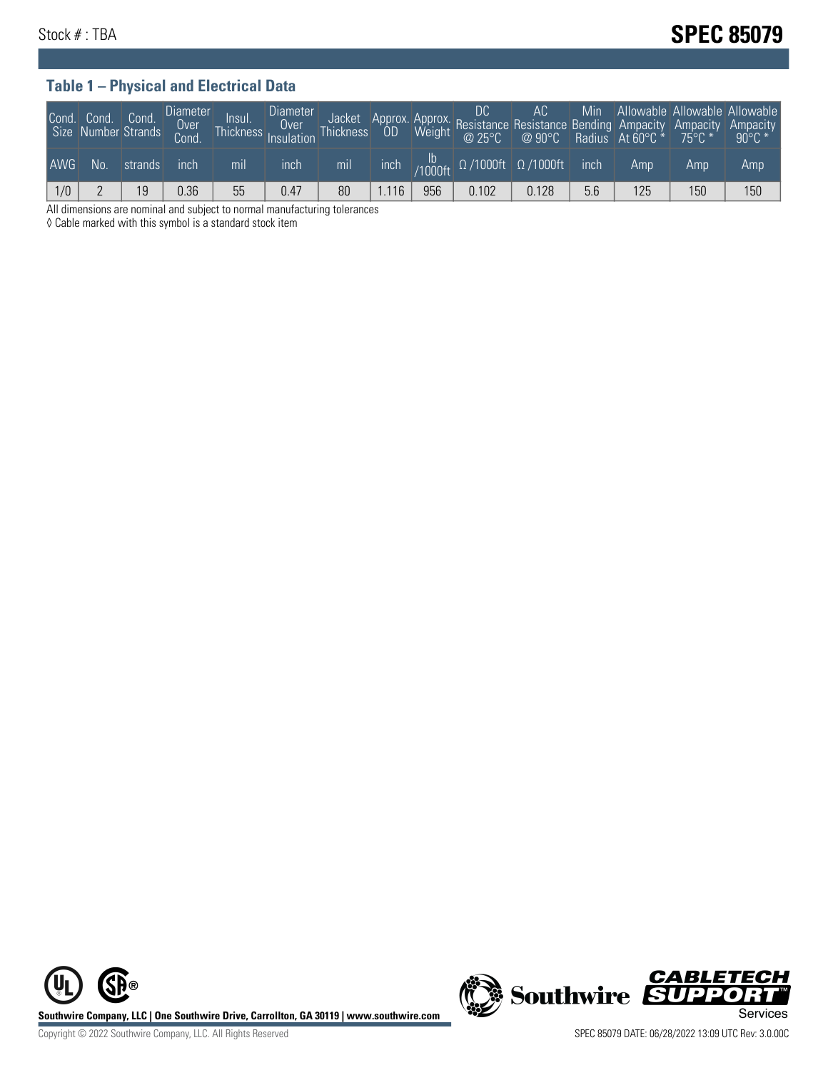### Table 1 – Physical and Electrical Data

| Cond. Size | Cond. Number | Cond. Strands | Diameter Over Cond. | Insul. Thickness | Diameter Over Insulation | Jacket Thickness | Approx. OD | Approx. Weight | DC Resistance @ 25°C | AC Resistance @ 90°C | Min Bending Radius | Allowable Ampacity At 60°C * | Allowable Ampacity 75°C * | Allowable Ampacity 90°C * |
|---|---|---|---|---|---|---|---|---|---|---|---|---|---|---|
| AWG | No. | strands | inch | mil | inch | mil | inch | lb /1000ft | Ω /1000ft | Ω /1000ft | inch | Amp | Amp | Amp |
| 1/0 | 2 | 19 | 0.36 | 55 | 0.47 | 80 | 1.116 | 956 | 0.102 | 0.128 | 5.6 | 125 | 150 | 150 |

All dimensions are nominal and subject to normal manufacturing tolerances

◊ Cable marked with this symbol is a standard stock item

**Southwire Company, LLC | One Southwire Drive, Carrollton, GA 30119 | www.southwire.com**

Copyright © 2022 Southwire Company, LLC. All Rights Reserved